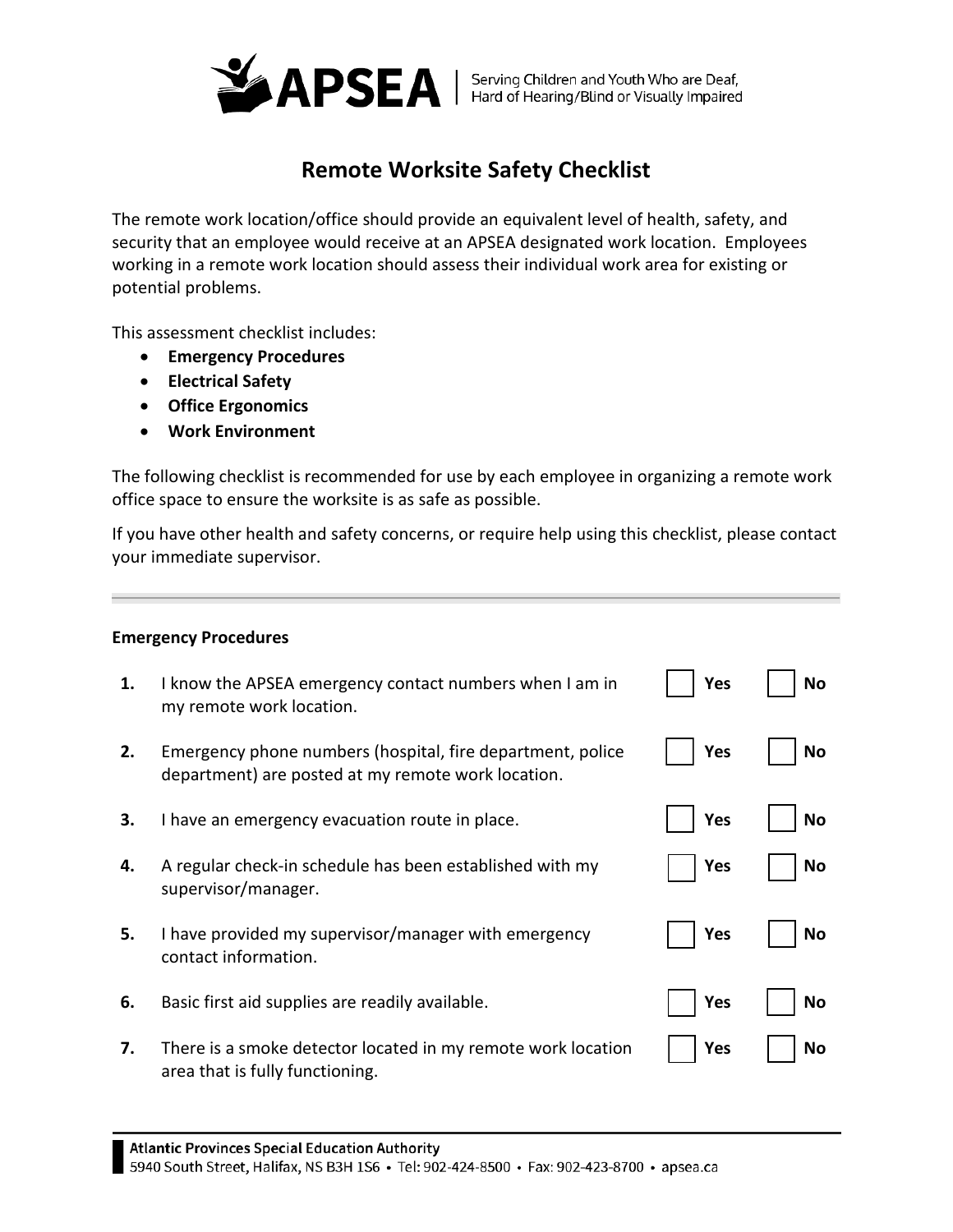APSEA | Serving Children and Youth Who are Deaf, Hard of Hearing/Blind or Visually Impaired

# Remote Worksite Safety Checklist

The remote work location/office should provide an equivalent level of health, safety, and security that an employee would receive at an APSEA designated work location. Employees working in a remote work location should assess their individual work area for existing or potential problems.

This assessment checklist includes:

- **Emergency Procedures**
- **Electrical Safety**
- **Office Ergonomics**
- **Work Environment**

The following checklist is recommended for use by each employee in organizing a remote work office space to ensure the worksite is as safe as possible.

If you have other health and safety concerns, or require help using this checklist, please contact your immediate supervisor.

---

**Emergency Procedures**

| | | | |
|---|---|---|---|
| **1.** | I know the APSEA emergency contact numbers when I am in my remote work location. | ☐ **Yes** | ☐ **No** |
| **2.** | Emergency phone numbers (hospital, fire department, police department) are posted at my remote work location. | ☐ **Yes** | ☐ **No** |
| **3.** | I have an emergency evacuation route in place. | ☐ **Yes** | ☐ **No** |
| **4.** | A regular check-in schedule has been established with my supervisor/manager. | ☐ **Yes** | ☐ **No** |
| **5.** | I have provided my supervisor/manager with emergency contact information. | ☐ **Yes** | ☐ **No** |
| **6.** | Basic first aid supplies are readily available. | ☐ **Yes** | ☐ **No** |
| **7.** | There is a smoke detector located in my remote work location area that is fully functioning. | ☐ **Yes** | ☐ **No** |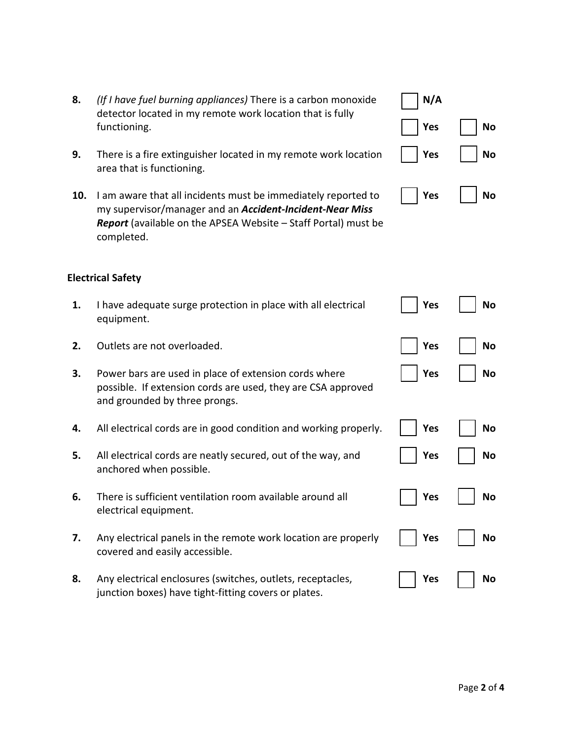8. *(If I have fuel burning appliances)* There is a carbon monoxide detector located in my remote work location that is fully functioning. ☐ **N/A** ☐ **Yes** ☐ **No**

9. There is a fire extinguisher located in my remote work location area that is functioning. ☐ **Yes** ☐ **No**

10. I am aware that all incidents must be immediately reported to my supervisor/manager and an ***Accident-Incident-Near Miss Report*** (available on the APSEA Website – Staff Portal) must be completed. ☐ **Yes** ☐ **No**

**Electrical Safety**

1. I have adequate surge protection in place with all electrical equipment. ☐ **Yes** ☐ **No**

2. Outlets are not overloaded. ☐ **Yes** ☐ **No**

3. Power bars are used in place of extension cords where possible. If extension cords are used, they are CSA approved and grounded by three prongs. ☐ **Yes** ☐ **No**

4. All electrical cords are in good condition and working properly. ☐ **Yes** ☐ **No**

5. All electrical cords are neatly secured, out of the way, and anchored when possible. ☐ **Yes** ☐ **No**

6. There is sufficient ventilation room available around all electrical equipment. ☐ **Yes** ☐ **No**

7. Any electrical panels in the remote work location are properly covered and easily accessible. ☐ **Yes** ☐ **No**

8. Any electrical enclosures (switches, outlets, receptacles, junction boxes) have tight-fitting covers or plates. ☐ **Yes** ☐ **No**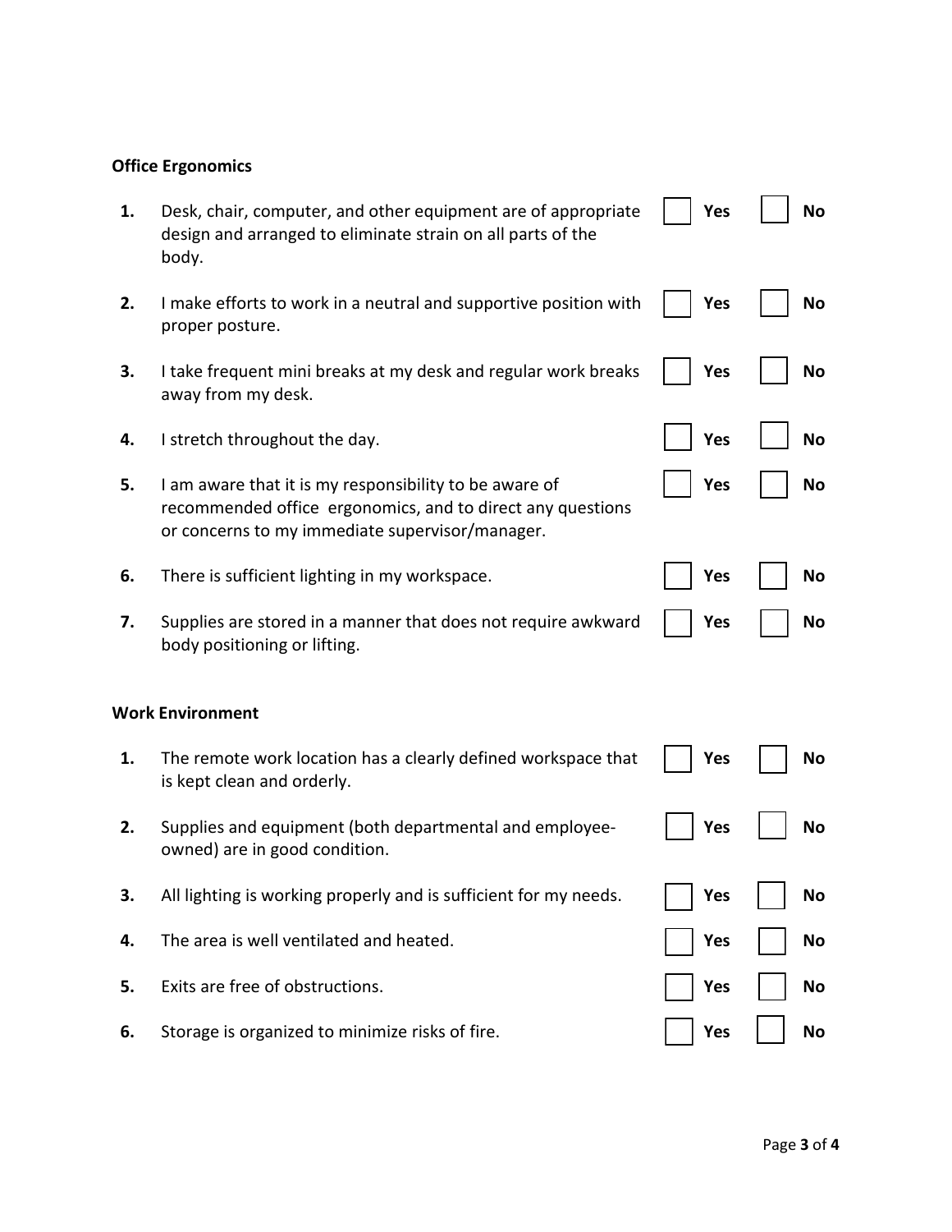**Office Ergonomics**

1. Desk, chair, computer, and other equipment are of appropriate design and arranged to eliminate strain on all parts of the body. ☐ Yes ☐ No

2. I make efforts to work in a neutral and supportive position with proper posture. ☐ Yes ☐ No

3. I take frequent mini breaks at my desk and regular work breaks away from my desk. ☐ Yes ☐ No

4. I stretch throughout the day. ☐ Yes ☐ No

5. I am aware that it is my responsibility to be aware of recommended office ergonomics, and to direct any questions or concerns to my immediate supervisor/manager. ☐ Yes ☐ No

6. There is sufficient lighting in my workspace. ☐ Yes ☐ No

7. Supplies are stored in a manner that does not require awkward body positioning or lifting. ☐ Yes ☐ No

**Work Environment**

1. The remote work location has a clearly defined workspace that is kept clean and orderly. ☐ Yes ☐ No

2. Supplies and equipment (both departmental and employee-owned) are in good condition. ☐ Yes ☐ No

3. All lighting is working properly and is sufficient for my needs. ☐ Yes ☐ No

4. The area is well ventilated and heated. ☐ Yes ☐ No

5. Exits are free of obstructions. ☐ Yes ☐ No

6. Storage is organized to minimize risks of fire. ☐ Yes ☐ No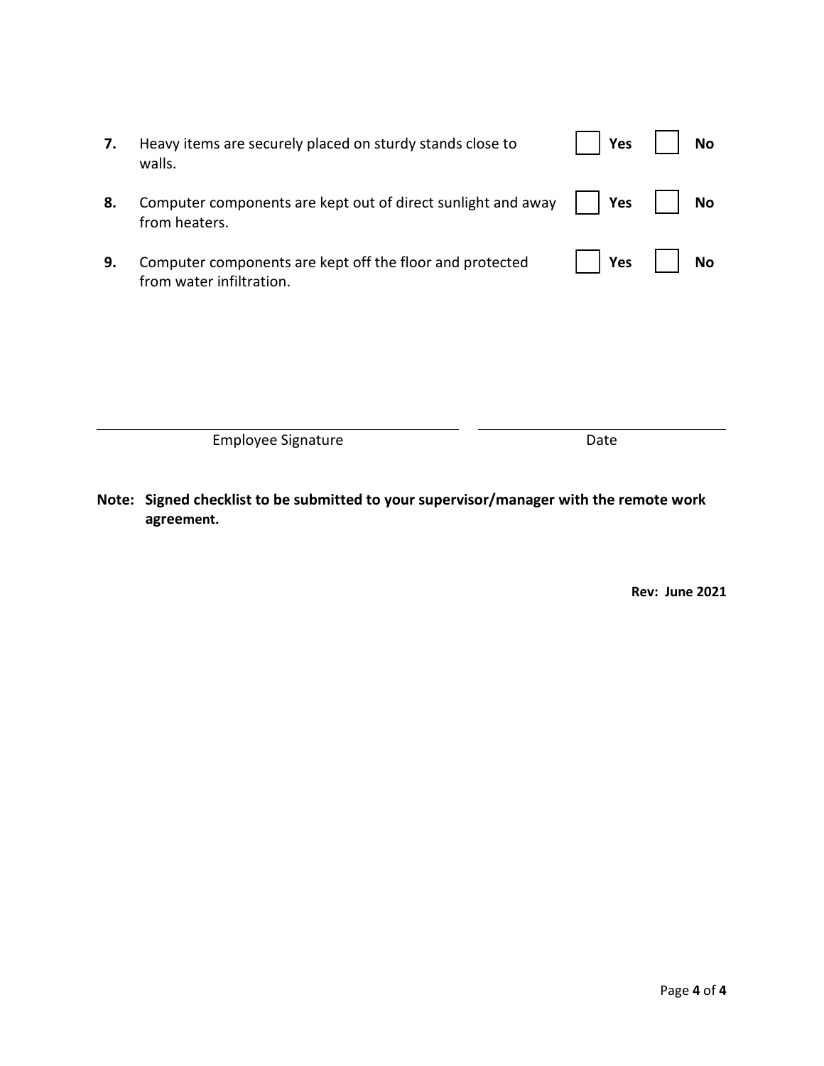7. Heavy items are securely placed on sturdy stands close to walls. ☐ **Yes** ☐ **No**

8. Computer components are kept out of direct sunlight and away from heaters. ☐ **Yes** ☐ **No**

9. Computer components are kept off the floor and protected from water infiltration. ☐ **Yes** ☐ **No**

\_\_\_\_\_\_\_\_\_\_\_\_\_\_\_\_\_\_\_\_\_\_\_\_\_\_\_\_\_\_\_\_\_\_\_\_\_\_\_\_ \_\_\_\_\_\_\_\_\_\_\_\_\_\_\_\_\_\_\_\_\_\_\_\_\_\_\_\_\_\_

Employee Signature Date

**Note: Signed checklist to be submitted to your supervisor/manager with the remote work agreement.**

**Rev: June 2021**